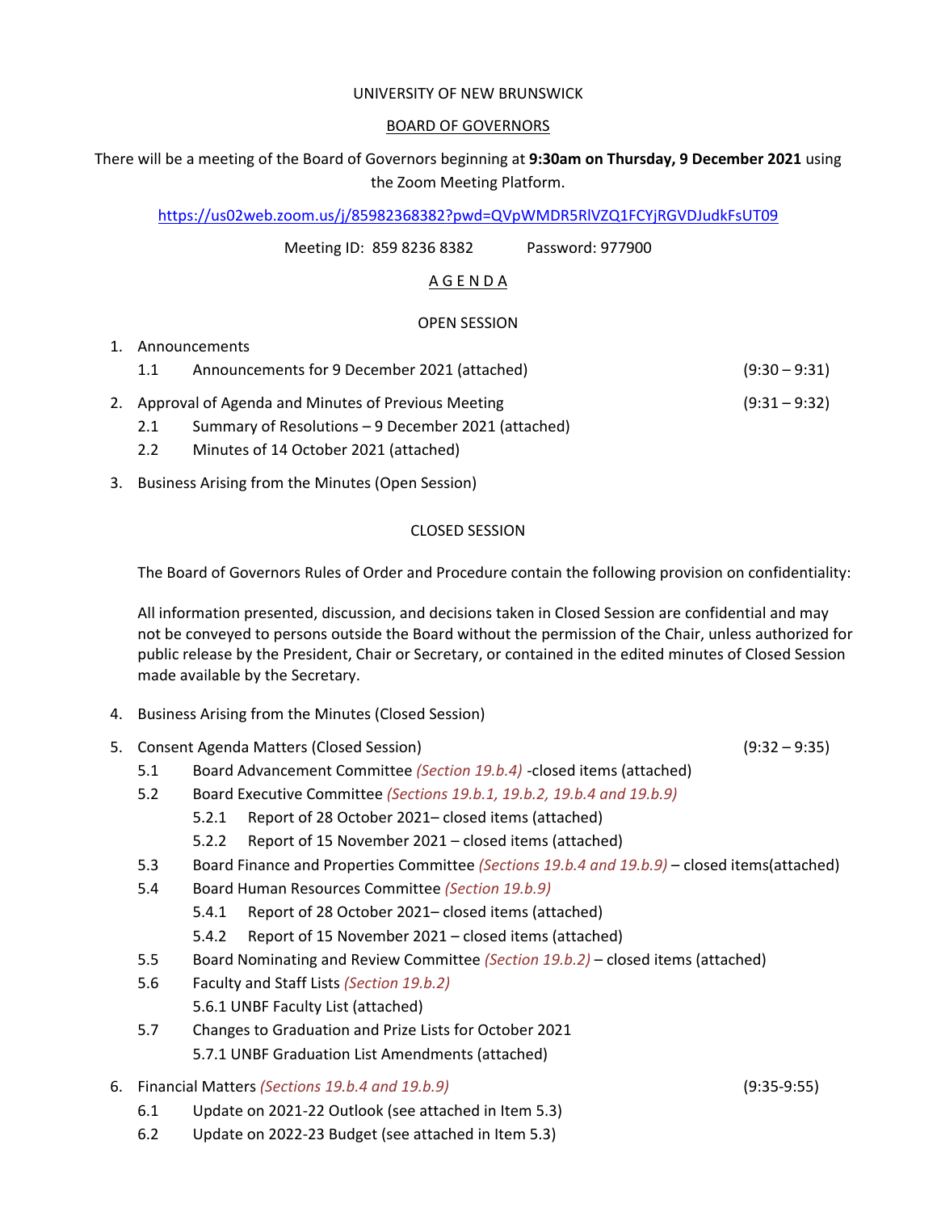UNIVERSITY OF NEW BRUNSWICK

BOARD OF GOVERNORS

There will be a meeting of the Board of Governors beginning at **9:30am on Thursday, 9 December 2021** using the Zoom Meeting Platform.

https://us02web.zoom.us/j/85982368382?pwd=QVpWMDR5RlVZQ1FCYjRGVDJudkFsUT09

Meeting ID: 859 8236 8382 Password: 977900

A G E N D A

OPEN SESSION

1. Announcements
   - 1.1 Announcements for 9 December 2021 (attached) (9:30 – 9:31)
2. Approval of Agenda and Minutes of Previous Meeting (9:31 – 9:32)
   - 2.1 Summary of Resolutions – 9 December 2021 (attached)
   - 2.2 Minutes of 14 October 2021 (attached)
3. Business Arising from the Minutes (Open Session)

CLOSED SESSION

The Board of Governors Rules of Order and Procedure contain the following provision on confidentiality:

All information presented, discussion, and decisions taken in Closed Session are confidential and may not be conveyed to persons outside the Board without the permission of the Chair, unless authorized for public release by the President, Chair or Secretary, or contained in the edited minutes of Closed Session made available by the Secretary.

4. Business Arising from the Minutes (Closed Session)
5. Consent Agenda Matters (Closed Session) (9:32 – 9:35)
   - 5.1 Board Advancement Committee *(Section 19.b.4)* -closed items (attached)
   - 5.2 Board Executive Committee *(Sections 19.b.1, 19.b.2, 19.b.4 and 19.b.9)*
     - 5.2.1 Report of 28 October 2021– closed items (attached)
     - 5.2.2 Report of 15 November 2021 – closed items (attached)
   - 5.3 Board Finance and Properties Committee *(Sections 19.b.4 and 19.b.9)* – closed items(attached)
   - 5.4 Board Human Resources Committee *(Section 19.b.9)*
     - 5.4.1 Report of 28 October 2021– closed items (attached)
     - 5.4.2 Report of 15 November 2021 – closed items (attached)
   - 5.5 Board Nominating and Review Committee *(Section 19.b.2)* – closed items (attached)
   - 5.6 Faculty and Staff Lists *(Section 19.b.2)*
     - 5.6.1 UNBF Faculty List (attached)
   - 5.7 Changes to Graduation and Prize Lists for October 2021
     - 5.7.1 UNBF Graduation List Amendments (attached)
6. Financial Matters *(Sections 19.b.4 and 19.b.9)* (9:35-9:55)
   - 6.1 Update on 2021-22 Outlook (see attached in Item 5.3)
   - 6.2 Update on 2022-23 Budget (see attached in Item 5.3)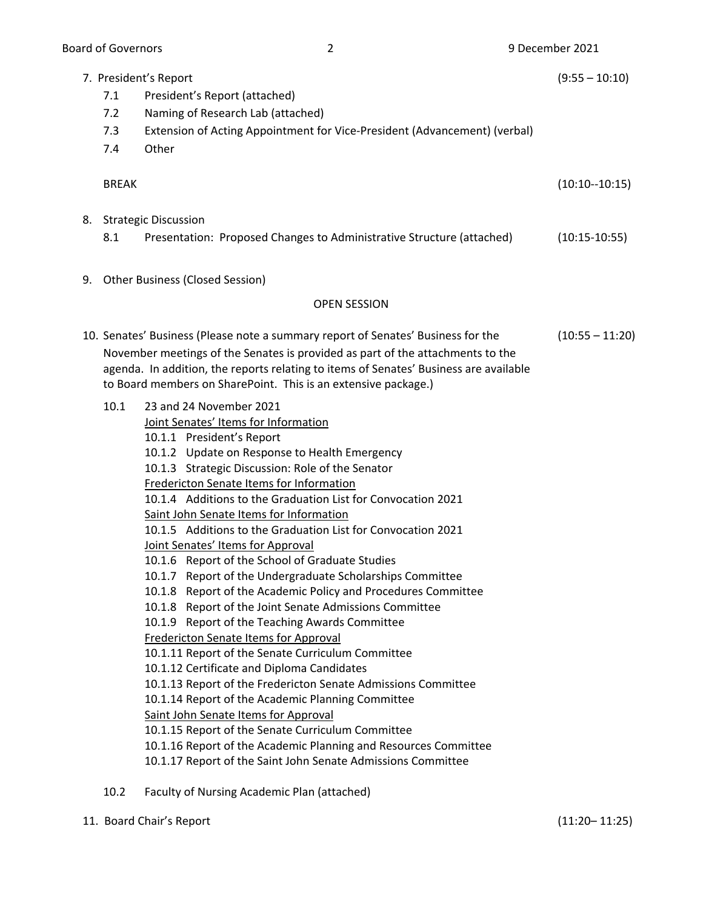7. President's Report (9:55 – 10:10)
   - 7.1 President's Report (attached)
   - 7.2 Naming of Research Lab (attached)
   - 7.3 Extension of Acting Appointment for Vice-President (Advancement) (verbal)
   - 7.4 Other

   BREAK (10:10--10:15)

8. Strategic Discussion
   - 8.1 Presentation: Proposed Changes to Administrative Structure (attached) (10:15-10:55)

9. Other Business (Closed Session)

OPEN SESSION

10. Senates' Business (Please note a summary report of Senates' Business for the November meetings of the Senates is provided as part of the attachments to the agenda. In addition, the reports relating to items of Senates' Business are available to Board members on SharePoint. This is an extensive package.) (10:55 – 11:20)

    - 10.1 23 and 24 November 2021

      Joint Senates' Items for Information
      - 10.1.1 President's Report
      - 10.1.2 Update on Response to Health Emergency
      - 10.1.3 Strategic Discussion: Role of the Senator

      Fredericton Senate Items for Information
      - 10.1.4 Additions to the Graduation List for Convocation 2021

      Saint John Senate Items for Information
      - 10.1.5 Additions to the Graduation List for Convocation 2021

      Joint Senates' Items for Approval
      - 10.1.6 Report of the School of Graduate Studies
      - 10.1.7 Report of the Undergraduate Scholarships Committee
      - 10.1.8 Report of the Academic Policy and Procedures Committee
      - 10.1.8 Report of the Joint Senate Admissions Committee
      - 10.1.9 Report of the Teaching Awards Committee

      Fredericton Senate Items for Approval
      - 10.1.11 Report of the Senate Curriculum Committee
      - 10.1.12 Certificate and Diploma Candidates
      - 10.1.13 Report of the Fredericton Senate Admissions Committee
      - 10.1.14 Report of the Academic Planning Committee

      Saint John Senate Items for Approval
      - 10.1.15 Report of the Senate Curriculum Committee
      - 10.1.16 Report of the Academic Planning and Resources Committee
      - 10.1.17 Report of the Saint John Senate Admissions Committee

    - 10.2 Faculty of Nursing Academic Plan (attached)

11. Board Chair's Report (11:20– 11:25)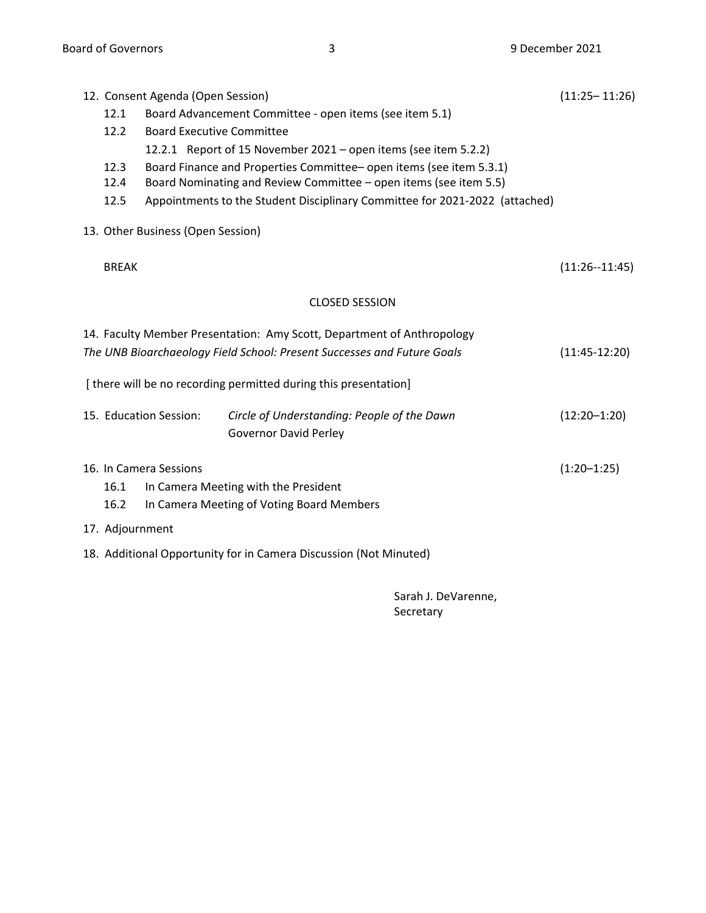12. Consent Agenda (Open Session) (11:25– 11:26)
    - 12.1 Board Advancement Committee - open items (see item 5.1)
    - 12.2 Board Executive Committee
        - 12.2.1 Report of 15 November 2021 – open items (see item 5.2.2)
    - 12.3 Board Finance and Properties Committee– open items (see item 5.3.1)
    - 12.4 Board Nominating and Review Committee – open items (see item 5.5)
    - 12.5 Appointments to the Student Disciplinary Committee for 2021-2022 (attached)

13. Other Business (Open Session)

BREAK (11:26--11:45)

## CLOSED SESSION

14. Faculty Member Presentation: Amy Scott, Department of Anthropology
*The UNB Bioarchaeology Field School: Present Successes and Future Goals* (11:45-12:20)

[ there will be no recording permitted during this presentation]

15. Education Session: *Circle of Understanding: People of the Dawn* (12:20–1:20)
Governor David Perley

16. In Camera Sessions (1:20–1:25)
    - 16.1 In Camera Meeting with the President
    - 16.2 In Camera Meeting of Voting Board Members

17. Adjournment

18. Additional Opportunity for in Camera Discussion (Not Minuted)

Sarah J. DeVarenne,
Secretary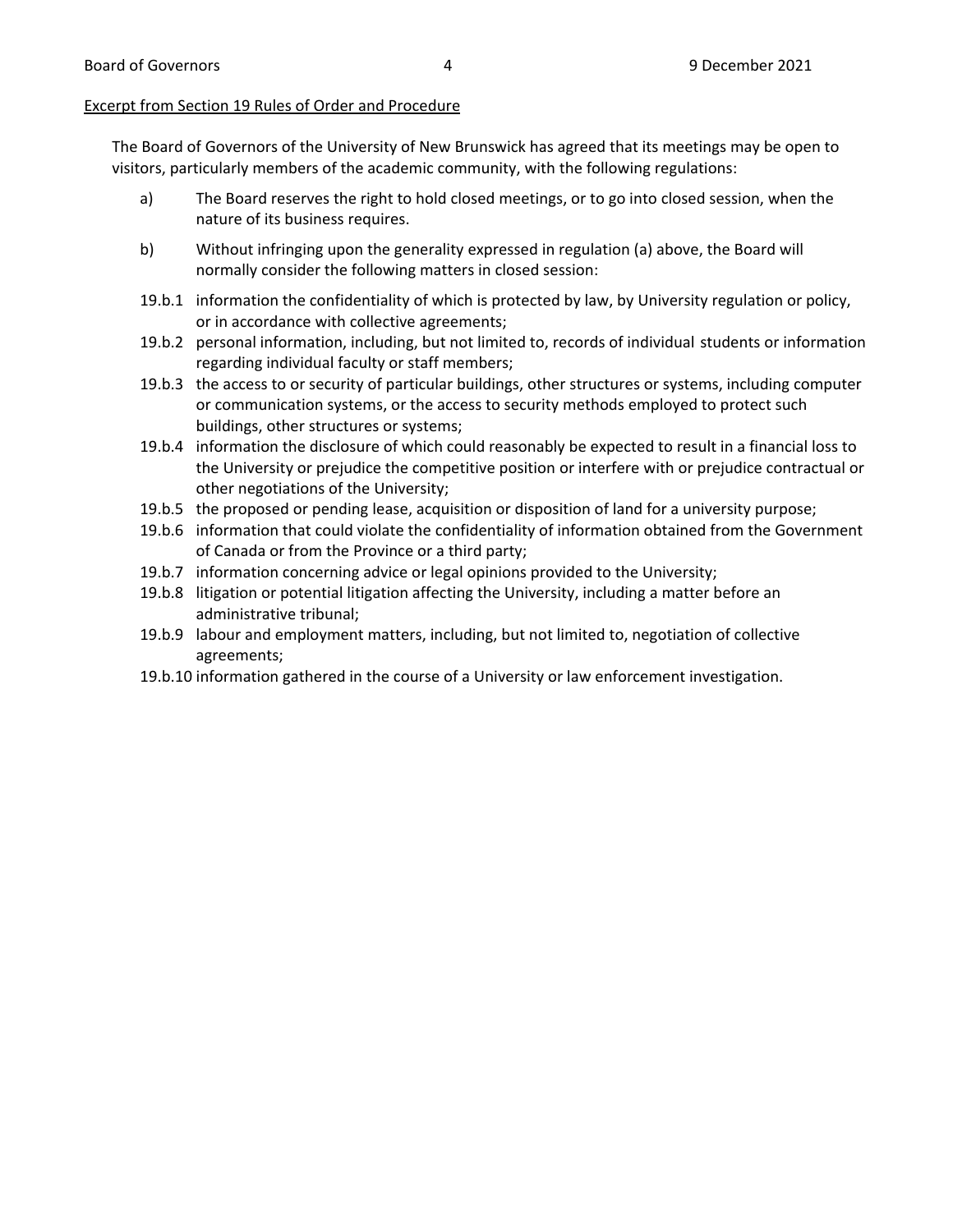Excerpt from Section 19 Rules of Order and Procedure

The Board of Governors of the University of New Brunswick has agreed that its meetings may be open to visitors, particularly members of the academic community, with the following regulations:

a) The Board reserves the right to hold closed meetings, or to go into closed session, when the nature of its business requires.

b) Without infringing upon the generality expressed in regulation (a) above, the Board will normally consider the following matters in closed session:

19.b.1 information the confidentiality of which is protected by law, by University regulation or policy, or in accordance with collective agreements;

19.b.2 personal information, including, but not limited to, records of individual students or information regarding individual faculty or staff members;

19.b.3 the access to or security of particular buildings, other structures or systems, including computer or communication systems, or the access to security methods employed to protect such buildings, other structures or systems;

19.b.4 information the disclosure of which could reasonably be expected to result in a financial loss to the University or prejudice the competitive position or interfere with or prejudice contractual or other negotiations of the University;

19.b.5 the proposed or pending lease, acquisition or disposition of land for a university purpose;

19.b.6 information that could violate the confidentiality of information obtained from the Government of Canada or from the Province or a third party;

19.b.7 information concerning advice or legal opinions provided to the University;

19.b.8 litigation or potential litigation affecting the University, including a matter before an administrative tribunal;

19.b.9 labour and employment matters, including, but not limited to, negotiation of collective agreements;

19.b.10 information gathered in the course of a University or law enforcement investigation.